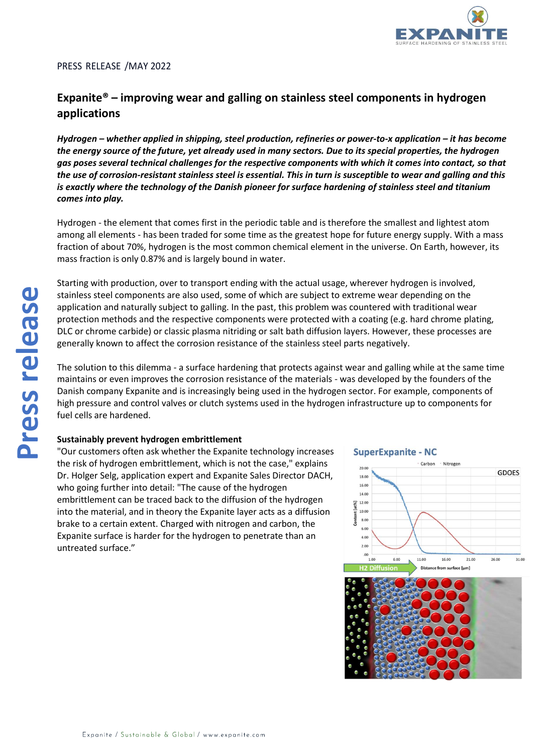PRESS RELEASE /MAY 2022

# Expanite® – improving wear and galling on stainless steel components in hydrogen applications

***Hydrogen – whether applied in shipping, steel production, refineries or power-to-x application – it has become the energy source of the future, yet already used in many sectors. Due to its special properties, the hydrogen gas poses several technical challenges for the respective components with which it comes into contact, so that the use of corrosion-resistant stainless steel is essential. This in turn is susceptible to wear and galling and this is exactly where the technology of the Danish pioneer for surface hardening of stainless steel and titanium comes into play.***

Hydrogen - the element that comes first in the periodic table and is therefore the smallest and lightest atom among all elements - has been traded for some time as the greatest hope for future energy supply. With a mass fraction of about 70%, hydrogen is the most common chemical element in the universe. On Earth, however, its mass fraction is only 0.87% and is largely bound in water.

Starting with production, over to transport ending with the actual usage, wherever hydrogen is involved, stainless steel components are also used, some of which are subject to extreme wear depending on the application and naturally subject to galling. In the past, this problem was countered with traditional wear protection methods and the respective components were protected with a coating (e.g. hard chrome plating, DLC or chrome carbide) or classic plasma nitriding or salt bath diffusion layers. However, these processes are generally known to affect the corrosion resistance of the stainless steel parts negatively.

The solution to this dilemma - a surface hardening that protects against wear and galling while at the same time maintains or even improves the corrosion resistance of the materials - was developed by the founders of the Danish company Expanite and is increasingly being used in the hydrogen sector. For example, components of high pressure and control valves or clutch systems used in the hydrogen infrastructure up to components for fuel cells are hardened.

**Sustainably prevent hydrogen embrittlement**

"Our customers often ask whether the Expanite technology increases the risk of hydrogen embrittlement, which is not the case," explains Dr. Holger Selg, application expert and Expanite Sales Director DACH, who going further into detail: "The cause of the hydrogen embrittlement can be traced back to the diffusion of the hydrogen into the material, and in theory the Expanite layer acts as a diffusion brake to a certain extent. Charged with nitrogen and carbon, the Expanite surface is harder for the hydrogen to penetrate than an untreated surface."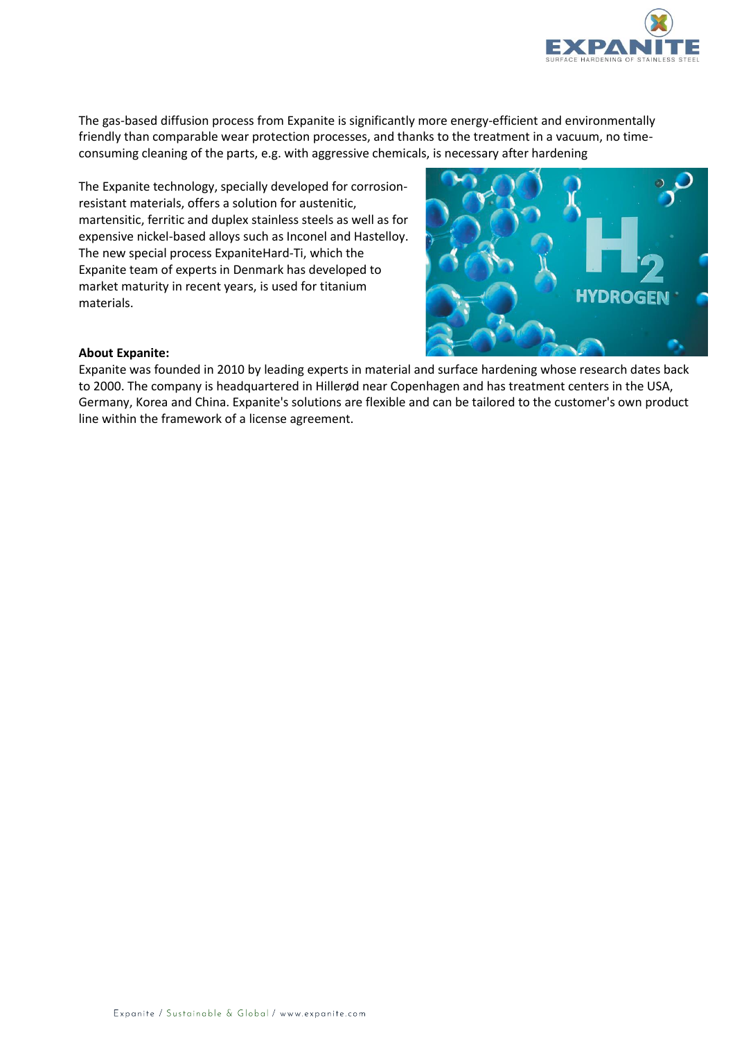The gas-based diffusion process from Expanite is significantly more energy-efficient and environmentally friendly than comparable wear protection processes, and thanks to the treatment in a vacuum, no time-consuming cleaning of the parts, e.g. with aggressive chemicals, is necessary after hardening

The Expanite technology, specially developed for corrosion-resistant materials, offers a solution for austenitic, martensitic, ferritic and duplex stainless steels as well as for expensive nickel-based alloys such as Inconel and Hastelloy. The new special process ExpaniteHard-Ti, which the Expanite team of experts in Denmark has developed to market maturity in recent years, is used for titanium materials.

**About Expanite:**

Expanite was founded in 2010 by leading experts in material and surface hardening whose research dates back to 2000. The company is headquartered in Hillerød near Copenhagen and has treatment centers in the USA, Germany, Korea and China. Expanite's solutions are flexible and can be tailored to the customer's own product line within the framework of a license agreement.